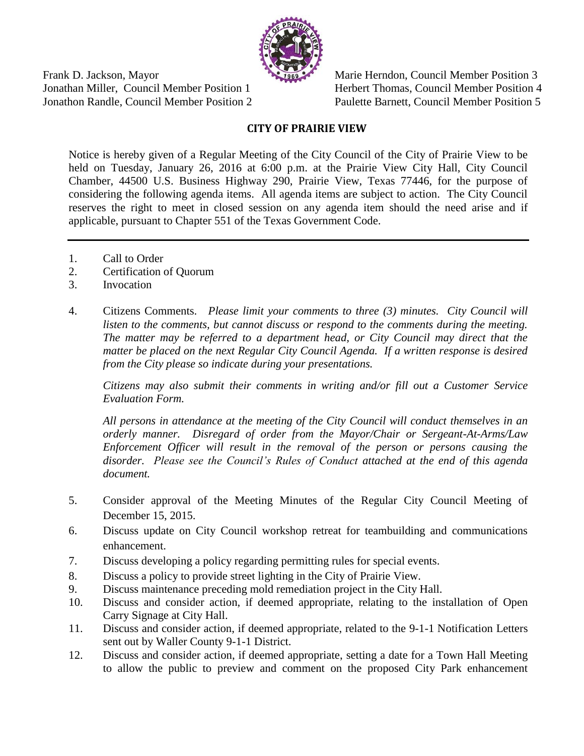Frank D. Jackson, Mayor
Jonathan Miller, Council Member Position 1
Jonathon Randle, Council Member Position 2

Marie Herndon, Council Member Position 3
Herbert Thomas, Council Member Position 4
Paulette Barnett, Council Member Position 5

## CITY OF PRAIRIE VIEW

Notice is hereby given of a Regular Meeting of the City Council of the City of Prairie View to be held on Tuesday, January 26, 2016 at 6:00 p.m. at the Prairie View City Hall, City Council Chamber, 44500 U.S. Business Highway 290, Prairie View, Texas 77446, for the purpose of considering the following agenda items. All agenda items are subject to action. The City Council reserves the right to meet in closed session on any agenda item should the need arise and if applicable, pursuant to Chapter 551 of the Texas Government Code.

---

1. Call to Order
2. Certification of Quorum
3. Invocation
4. Citizens Comments. *Please limit your comments to three (3) minutes. City Council will listen to the comments, but cannot discuss or respond to the comments during the meeting. The matter may be referred to a department head, or City Council may direct that the matter be placed on the next Regular City Council Agenda. If a written response is desired from the City please so indicate during your presentations.*

   *Citizens may also submit their comments in writing and/or fill out a Customer Service Evaluation Form.*

   *All persons in attendance at the meeting of the City Council will conduct themselves in an orderly manner. Disregard of order from the Mayor/Chair or Sergeant-At-Arms/Law Enforcement Officer will result in the removal of the person or persons causing the disorder. Please see the Council's Rules of Conduct attached at the end of this agenda document.*

5. Consider approval of the Meeting Minutes of the Regular City Council Meeting of December 15, 2015.
6. Discuss update on City Council workshop retreat for teambuilding and communications enhancement.
7. Discuss developing a policy regarding permitting rules for special events.
8. Discuss a policy to provide street lighting in the City of Prairie View.
9. Discuss maintenance preceding mold remediation project in the City Hall.
10. Discuss and consider action, if deemed appropriate, relating to the installation of Open Carry Signage at City Hall.
11. Discuss and consider action, if deemed appropriate, related to the 9-1-1 Notification Letters sent out by Waller County 9-1-1 District.
12. Discuss and consider action, if deemed appropriate, setting a date for a Town Hall Meeting to allow the public to preview and comment on the proposed City Park enhancement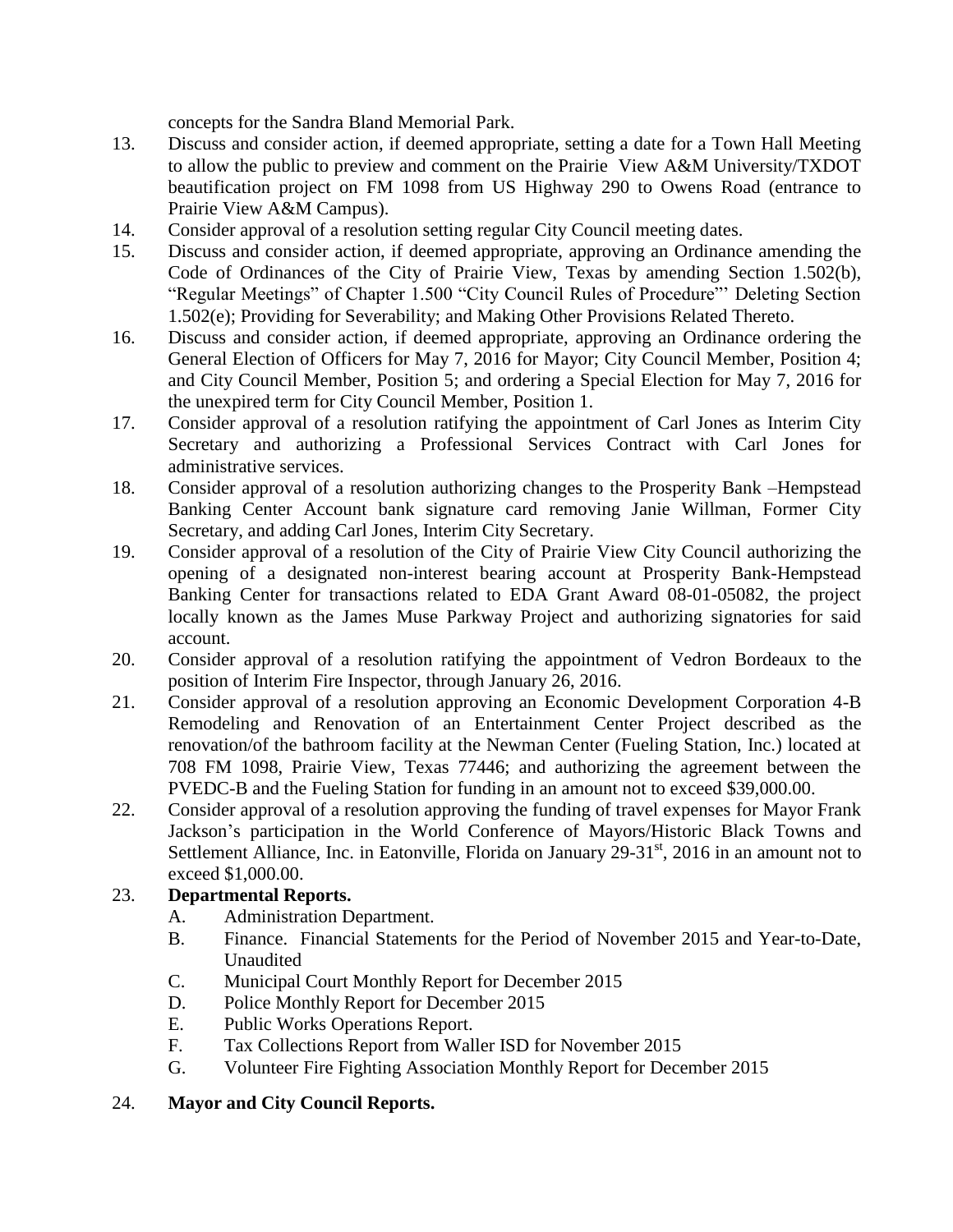concepts for the Sandra Bland Memorial Park.

13. Discuss and consider action, if deemed appropriate, setting a date for a Town Hall Meeting to allow the public to preview and comment on the Prairie View A&M University/TXDOT beautification project on FM 1098 from US Highway 290 to Owens Road (entrance to Prairie View A&M Campus).
14. Consider approval of a resolution setting regular City Council meeting dates.
15. Discuss and consider action, if deemed appropriate, approving an Ordinance amending the Code of Ordinances of the City of Prairie View, Texas by amending Section 1.502(b), "Regular Meetings" of Chapter 1.500 "City Council Rules of Procedure"' Deleting Section 1.502(e); Providing for Severability; and Making Other Provisions Related Thereto.
16. Discuss and consider action, if deemed appropriate, approving an Ordinance ordering the General Election of Officers for May 7, 2016 for Mayor; City Council Member, Position 4; and City Council Member, Position 5; and ordering a Special Election for May 7, 2016 for the unexpired term for City Council Member, Position 1.
17. Consider approval of a resolution ratifying the appointment of Carl Jones as Interim City Secretary and authorizing a Professional Services Contract with Carl Jones for administrative services.
18. Consider approval of a resolution authorizing changes to the Prosperity Bank –Hempstead Banking Center Account bank signature card removing Janie Willman, Former City Secretary, and adding Carl Jones, Interim City Secretary.
19. Consider approval of a resolution of the City of Prairie View City Council authorizing the opening of a designated non-interest bearing account at Prosperity Bank-Hempstead Banking Center for transactions related to EDA Grant Award 08-01-05082, the project locally known as the James Muse Parkway Project and authorizing signatories for said account.
20. Consider approval of a resolution ratifying the appointment of Vedron Bordeaux to the position of Interim Fire Inspector, through January 26, 2016.
21. Consider approval of a resolution approving an Economic Development Corporation 4-B Remodeling and Renovation of an Entertainment Center Project described as the renovation/of the bathroom facility at the Newman Center (Fueling Station, Inc.) located at 708 FM 1098, Prairie View, Texas 77446; and authorizing the agreement between the PVEDC-B and the Fueling Station for funding in an amount not to exceed $39,000.00.
22. Consider approval of a resolution approving the funding of travel expenses for Mayor Frank Jackson's participation in the World Conference of Mayors/Historic Black Towns and Settlement Alliance, Inc. in Eatonville, Florida on January 29-31st, 2016 in an amount not to exceed $1,000.00.
23. **Departmental Reports.**
    - A. Administration Department.
    - B. Finance. Financial Statements for the Period of November 2015 and Year-to-Date, Unaudited
    - C. Municipal Court Monthly Report for December 2015
    - D. Police Monthly Report for December 2015
    - E. Public Works Operations Report.
    - F. Tax Collections Report from Waller ISD for November 2015
    - G. Volunteer Fire Fighting Association Monthly Report for December 2015
24. **Mayor and City Council Reports.**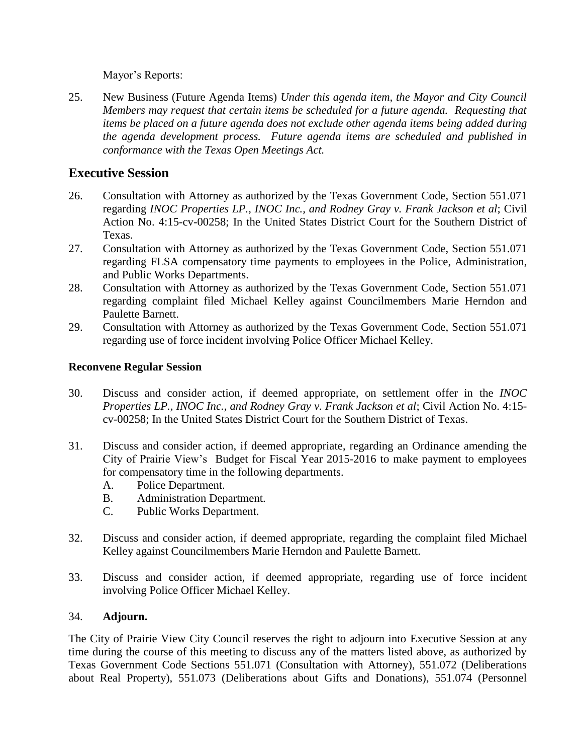Mayor's Reports:

25. New Business (Future Agenda Items) *Under this agenda item, the Mayor and City Council Members may request that certain items be scheduled for a future agenda. Requesting that items be placed on a future agenda does not exclude other agenda items being added during the agenda development process. Future agenda items are scheduled and published in conformance with the Texas Open Meetings Act.*

## Executive Session

26. Consultation with Attorney as authorized by the Texas Government Code, Section 551.071 regarding *INOC Properties LP., INOC Inc., and Rodney Gray v. Frank Jackson et al*; Civil Action No. 4:15-cv-00258; In the United States District Court for the Southern District of Texas.
27. Consultation with Attorney as authorized by the Texas Government Code, Section 551.071 regarding FLSA compensatory time payments to employees in the Police, Administration, and Public Works Departments.
28. Consultation with Attorney as authorized by the Texas Government Code, Section 551.071 regarding complaint filed Michael Kelley against Councilmembers Marie Herndon and Paulette Barnett.
29. Consultation with Attorney as authorized by the Texas Government Code, Section 551.071 regarding use of force incident involving Police Officer Michael Kelley.

**Reconvene Regular Session**

30. Discuss and consider action, if deemed appropriate, on settlement offer in the *INOC Properties LP., INOC Inc., and Rodney Gray v. Frank Jackson et al*; Civil Action No. 4:15-cv-00258; In the United States District Court for the Southern District of Texas.

31. Discuss and consider action, if deemed appropriate, regarding an Ordinance amending the City of Prairie View's Budget for Fiscal Year 2015-2016 to make payment to employees for compensatory time in the following departments.
    A. Police Department.
    B. Administration Department.
    C. Public Works Department.

32. Discuss and consider action, if deemed appropriate, regarding the complaint filed Michael Kelley against Councilmembers Marie Herndon and Paulette Barnett.

33. Discuss and consider action, if deemed appropriate, regarding use of force incident involving Police Officer Michael Kelley.

34. **Adjourn.**

The City of Prairie View City Council reserves the right to adjourn into Executive Session at any time during the course of this meeting to discuss any of the matters listed above, as authorized by Texas Government Code Sections 551.071 (Consultation with Attorney), 551.072 (Deliberations about Real Property), 551.073 (Deliberations about Gifts and Donations), 551.074 (Personnel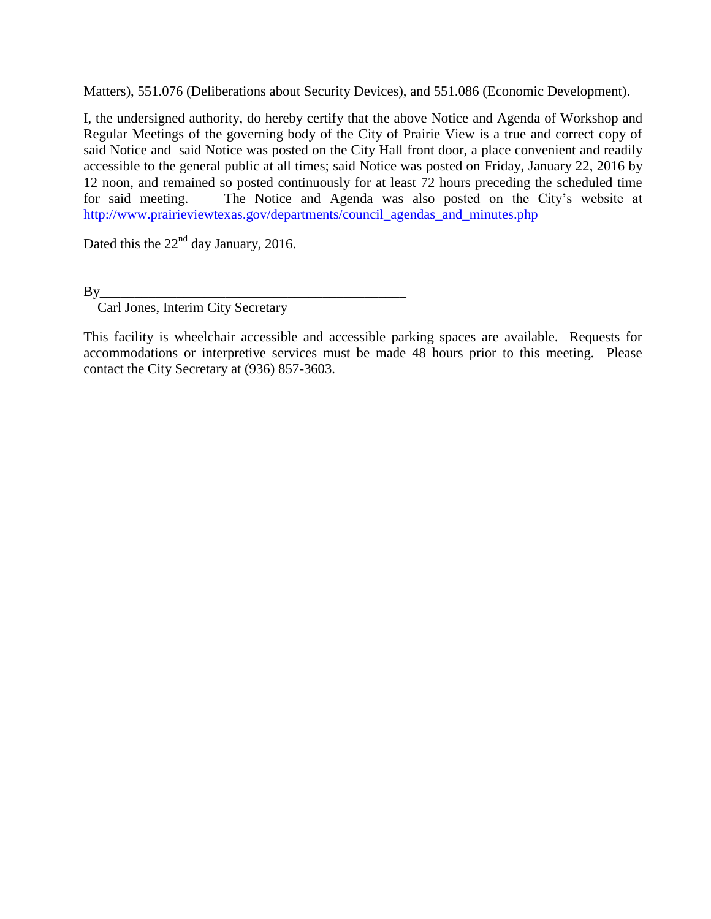Matters), 551.076 (Deliberations about Security Devices), and 551.086 (Economic Development).

I, the undersigned authority, do hereby certify that the above Notice and Agenda of Workshop and Regular Meetings of the governing body of the City of Prairie View is a true and correct copy of said Notice and said Notice was posted on the City Hall front door, a place convenient and readily accessible to the general public at all times; said Notice was posted on Friday, January 22, 2016 by 12 noon, and remained so posted continuously for at least 72 hours preceding the scheduled time for said meeting. The Notice and Agenda was also posted on the City's website at http://www.prairieviewtexas.gov/departments/council_agendas_and_minutes.php

Dated this the 22nd day January, 2016.

By_____________________________________________

Carl Jones, Interim City Secretary

This facility is wheelchair accessible and accessible parking spaces are available. Requests for accommodations or interpretive services must be made 48 hours prior to this meeting. Please contact the City Secretary at (936) 857-3603.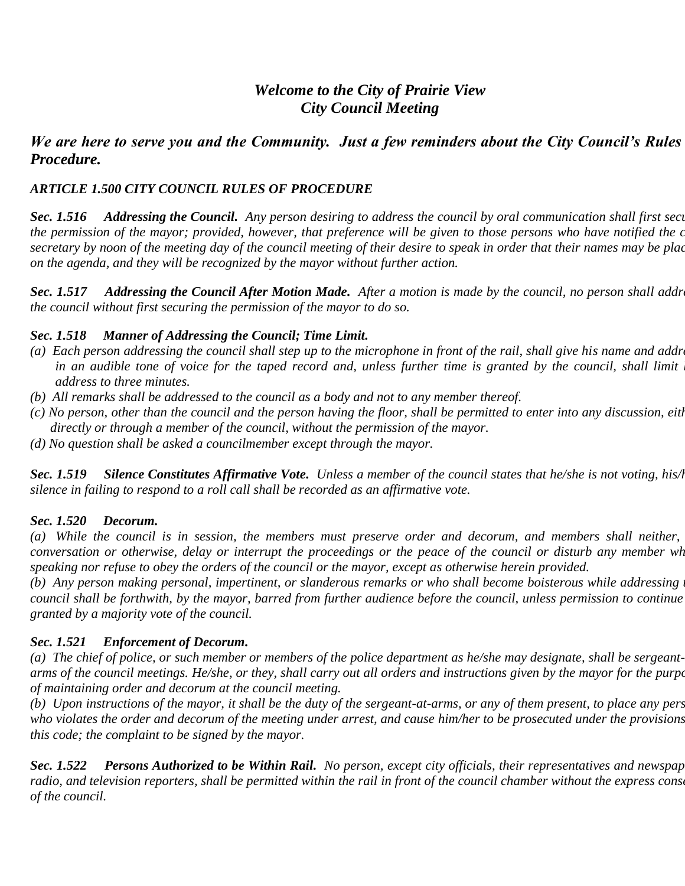# *Welcome to the City of Prairie View*
# *City Council Meeting*

## *We are here to serve you and the Community. Just a few reminders about the City Council's Rules Procedure.*

***ARTICLE 1.500 CITY COUNCIL RULES OF PROCEDURE***

***Sec. 1.516 Addressing the Council.*** *Any person desiring to address the council by oral communication shall first secu the permission of the mayor; provided, however, that preference will be given to those persons who have notified the c secretary by noon of the meeting day of the council meeting of their desire to speak in order that their names may be plac on the agenda, and they will be recognized by the mayor without further action.*

***Sec. 1.517 Addressing the Council After Motion Made.*** *After a motion is made by the council, no person shall addre the council without first securing the permission of the mayor to do so.*

***Sec. 1.518 Manner of Addressing the Council; Time Limit.***

*(a) Each person addressing the council shall step up to the microphone in front of the rail, shall give his name and addre in an audible tone of voice for the taped record and, unless further time is granted by the council, shall limit address to three minutes.*

*(b) All remarks shall be addressed to the council as a body and not to any member thereof.*

*(c) No person, other than the council and the person having the floor, shall be permitted to enter into any discussion, eith directly or through a member of the council, without the permission of the mayor.*

*(d) No question shall be asked a councilmember except through the mayor.*

***Sec. 1.519 Silence Constitutes Affirmative Vote.*** *Unless a member of the council states that he/she is not voting, his/h silence in failing to respond to a roll call shall be recorded as an affirmative vote.*

***Sec. 1.520 Decorum.***

*(a) While the council is in session, the members must preserve order and decorum, and members shall neither, conversation or otherwise, delay or interrupt the proceedings or the peace of the council or disturb any member wh speaking nor refuse to obey the orders of the council or the mayor, except as otherwise herein provided.*

*(b) Any person making personal, impertinent, or slanderous remarks or who shall become boisterous while addressing t council shall be forthwith, by the mayor, barred from further audience before the council, unless permission to continue granted by a majority vote of the council.*

***Sec. 1.521 Enforcement of Decorum.***

*(a) The chief of police, or such member or members of the police department as he/she may designate, shall be sergeant- arms of the council meetings. He/she, or they, shall carry out all orders and instructions given by the mayor for the purpo of maintaining order and decorum at the council meeting.*

*(b) Upon instructions of the mayor, it shall be the duty of the sergeant-at-arms, or any of them present, to place any pers who violates the order and decorum of the meeting under arrest, and cause him/her to be prosecuted under the provisions this code; the complaint to be signed by the mayor.*

***Sec. 1.522 Persons Authorized to be Within Rail.*** *No person, except city officials, their representatives and newspap radio, and television reporters, shall be permitted within the rail in front of the council chamber without the express cons of the council.*